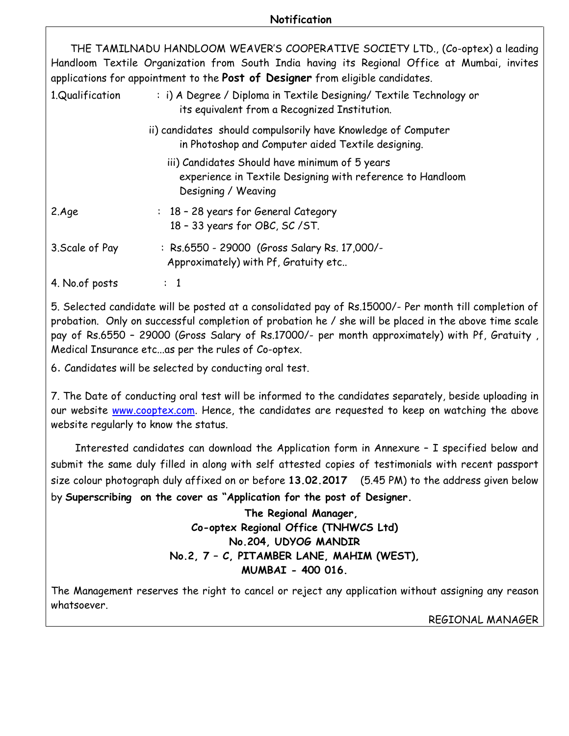## Notification

THE TAMILNADU HANDLOOM WEAVER'S COOPERATIVE SOCIETY LTD., (Co-optex) a leading Handloom Textile Organization from South India having its Regional Office at Mumbai, invites applications for appointment to the **Post of Designer** from eligible candidates.

1.Qualification : i) A Degree / Diploma in Textile Designing/ Textile Technology or its equivalent from a Recognized Institution.

ii) candidates should compulsorily have Knowledge of Computer in Photoshop and Computer aided Textile designing.

iii) Candidates Should have minimum of 5 years experience in Textile Designing with reference to Handloom Designing / Weaving

2.Age : 18 – 28 years for General Category
18 – 33 years for OBC, SC /ST.

3.Scale of Pay : Rs.6550 - 29000 (Gross Salary Rs. 17,000/- Approximately) with Pf, Gratuity etc..

4. No.of posts : 1

5. Selected candidate will be posted at a consolidated pay of Rs.15000/- Per month till completion of probation. Only on successful completion of probation he / she will be placed in the above time scale pay of Rs.6550 – 29000 (Gross Salary of Rs.17000/- per month approximately) with Pf, Gratuity , Medical Insurance etc...as per the rules of Co-optex.

6. Candidates will be selected by conducting oral test.

7. The Date of conducting oral test will be informed to the candidates separately, beside uploading in our website www.cooptex.com. Hence, the candidates are requested to keep on watching the above website regularly to know the status.

Interested candidates can download the Application form in Annexure – I specified below and submit the same duly filled in along with self attested copies of testimonials with recent passport size colour photograph duly affixed on or before **13.02.2017** (5.45 PM) to the address given below by **Superscribing on the cover as "Application for the post of Designer.**

**The Regional Manager,**
**Co-optex Regional Office (TNHWCS Ltd)**
**No.204, UDYOG MANDIR**
**No.2, 7 – C, PITAMBER LANE, MAHIM (WEST),**
**MUMBAI - 400 016.**

The Management reserves the right to cancel or reject any application without assigning any reason whatsoever.

REGIONAL MANAGER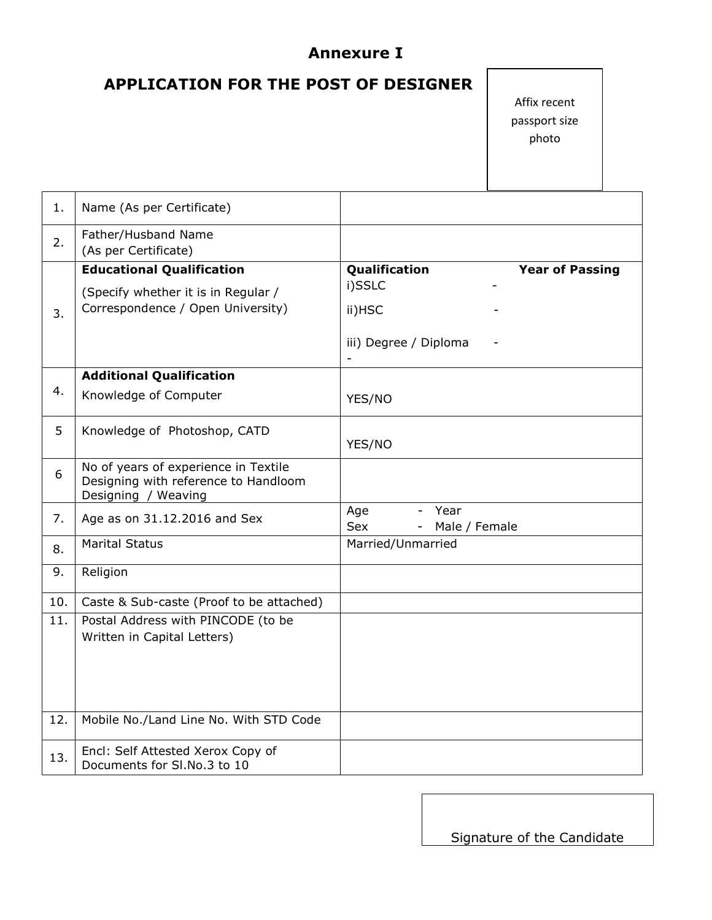# Annexure I

## APPLICATION FOR THE POST OF DESIGNER

Affix recent passport size photo

| | | |
|---|---|---|
| 1. | Name (As per Certificate) | |
| 2. | Father/Husband Name (As per Certificate) | |
| 3. | **Educational Qualification** (Specify whether it is in Regular / Correspondence / Open University) | **Qualification** **Year of Passing**<br>i)SSLC -<br>ii)HSC -<br>iii) Degree / Diploma -<br>- |
| 4. | **Additional Qualification**<br>Knowledge of Computer | YES/NO |
| 5 | Knowledge of Photoshop, CATD | YES/NO |
| 6 | No of years of experience in Textile Designing with reference to Handloom Designing / Weaving | |
| 7. | Age as on 31.12.2016 and Sex | Age - Year<br>Sex - Male / Female |
| 8. | Marital Status | Married/Unmarried |
| 9. | Religion | |
| 10. | Caste & Sub-caste (Proof to be attached) | |
| 11. | Postal Address with PINCODE (to be Written in Capital Letters) | |
| 12. | Mobile No./Land Line No. With STD Code | |
| 13. | Encl: Self Attested Xerox Copy of Documents for Sl.No.3 to 10 | |

Signature of the Candidate